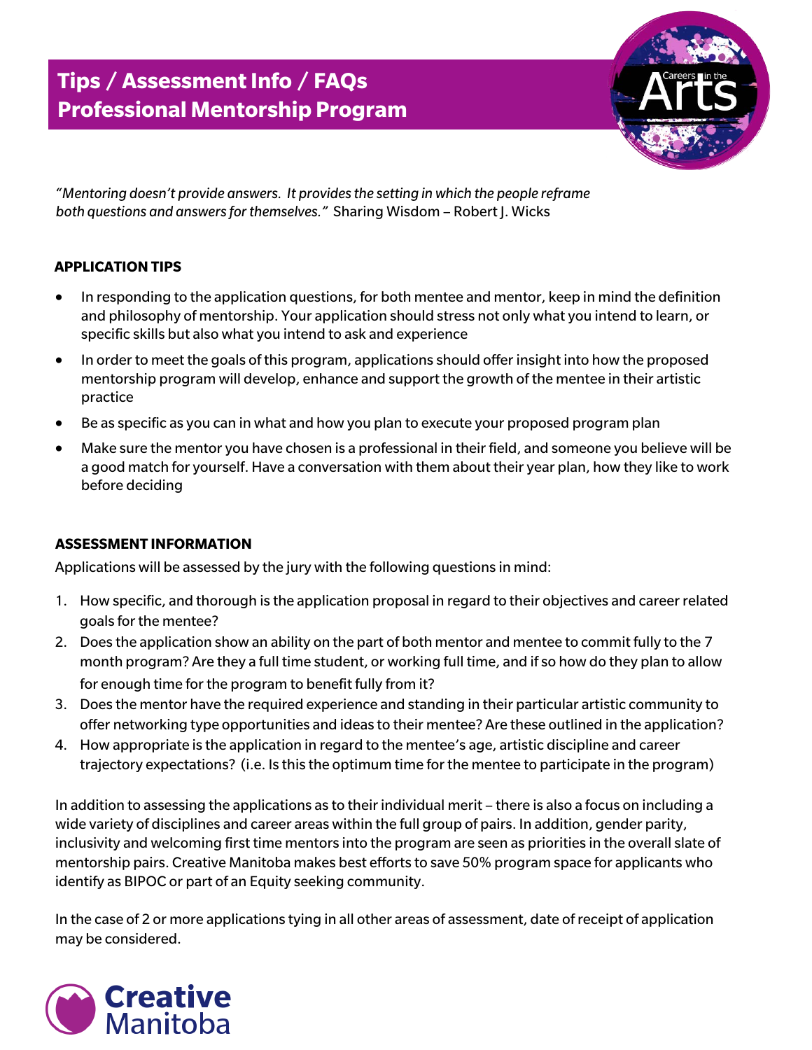# Tips / Assessment Info / FAQs
# Professional Mentorship Program

*"Mentoring doesn't provide answers. It provides the setting in which the people reframe both questions and answers for themselves."* Sharing Wisdom – Robert J. Wicks

## APPLICATION TIPS

- In responding to the application questions, for both mentee and mentor, keep in mind the definition and philosophy of mentorship. Your application should stress not only what you intend to learn, or specific skills but also what you intend to ask and experience
- In order to meet the goals of this program, applications should offer insight into how the proposed mentorship program will develop, enhance and support the growth of the mentee in their artistic practice
- Be as specific as you can in what and how you plan to execute your proposed program plan
- Make sure the mentor you have chosen is a professional in their field, and someone you believe will be a good match for yourself. Have a conversation with them about their year plan, how they like to work before deciding

## ASSESSMENT INFORMATION

Applications will be assessed by the jury with the following questions in mind:

1. How specific, and thorough is the application proposal in regard to their objectives and career related goals for the mentee?
2. Does the application show an ability on the part of both mentor and mentee to commit fully to the 7 month program? Are they a full time student, or working full time, and if so how do they plan to allow for enough time for the program to benefit fully from it?
3. Does the mentor have the required experience and standing in their particular artistic community to offer networking type opportunities and ideas to their mentee? Are these outlined in the application?
4. How appropriate is the application in regard to the mentee's age, artistic discipline and career trajectory expectations? (i.e. Is this the optimum time for the mentee to participate in the program)

In addition to assessing the applications as to their individual merit – there is also a focus on including a wide variety of disciplines and career areas within the full group of pairs. In addition, gender parity, inclusivity and welcoming first time mentors into the program are seen as priorities in the overall slate of mentorship pairs. Creative Manitoba makes best efforts to save 50% program space for applicants who identify as BIPOC or part of an Equity seeking community.

In the case of 2 or more applications tying in all other areas of assessment, date of receipt of application may be considered.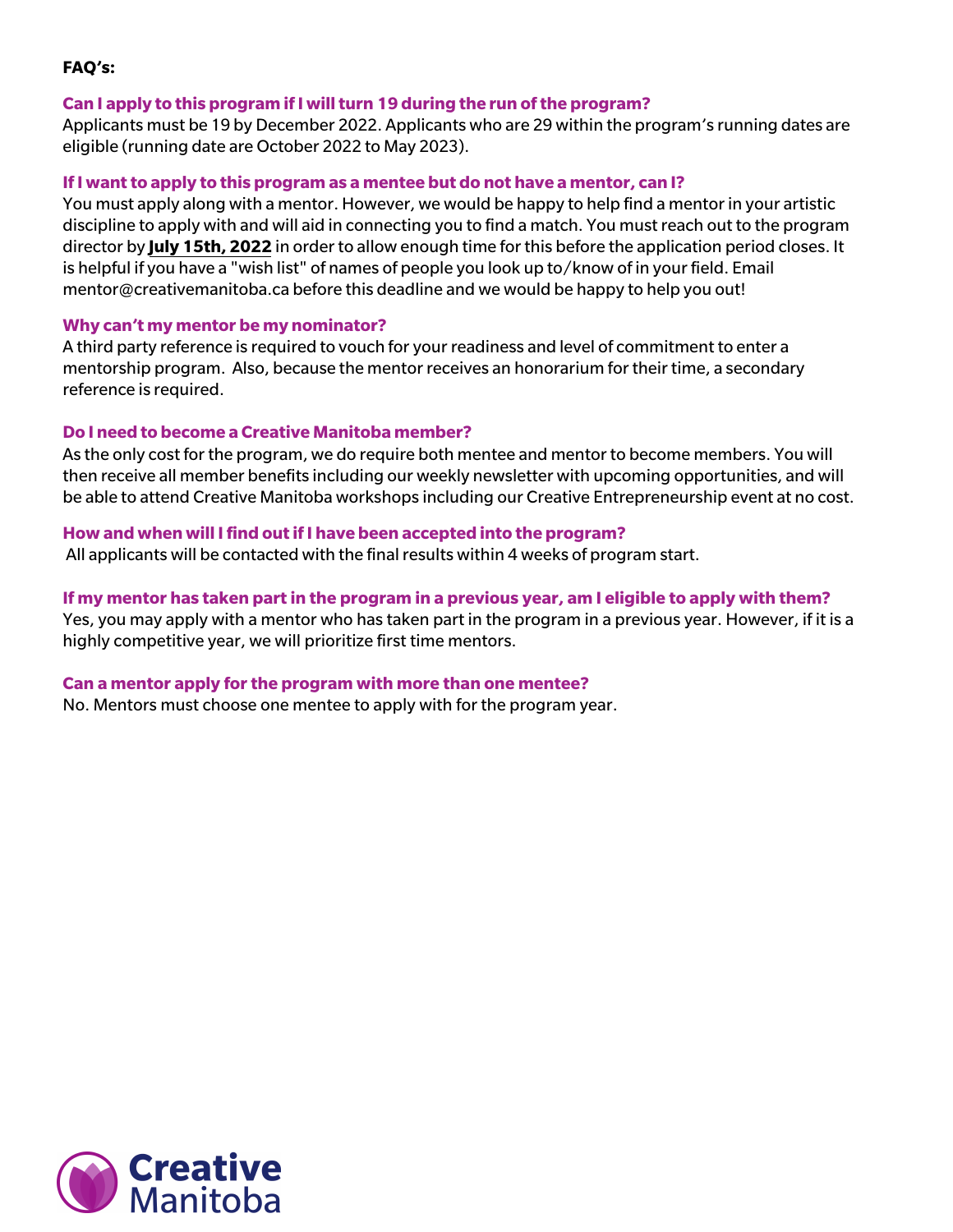**FAQ's:**

**Can I apply to this program if I will turn 19 during the run of the program?**

Applicants must be 19 by December 2022. Applicants who are 29 within the program's running dates are eligible (running date are October 2022 to May 2023).

**If I want to apply to this program as a mentee but do not have a mentor, can I?**

You must apply along with a mentor. However, we would be happy to help find a mentor in your artistic discipline to apply with and will aid in connecting you to find a match. You must reach out to the program director by **July 15th, 2022** in order to allow enough time for this before the application period closes. It is helpful if you have a "wish list" of names of people you look up to/know of in your field. Email mentor@creativemanitoba.ca before this deadline and we would be happy to help you out!

**Why can't my mentor be my nominator?**

A third party reference is required to vouch for your readiness and level of commitment to enter a mentorship program. Also, because the mentor receives an honorarium for their time, a secondary reference is required.

**Do I need to become a Creative Manitoba member?**

As the only cost for the program, we do require both mentee and mentor to become members. You will then receive all member benefits including our weekly newsletter with upcoming opportunities, and will be able to attend Creative Manitoba workshops including our Creative Entrepreneurship event at no cost.

**How and when will I find out if I have been accepted into the program?**

All applicants will be contacted with the final results within 4 weeks of program start.

**If my mentor has taken part in the program in a previous year, am I eligible to apply with them?**

Yes, you may apply with a mentor who has taken part in the program in a previous year. However, if it is a highly competitive year, we will prioritize first time mentors.

**Can a mentor apply for the program with more than one mentee?**

No. Mentors must choose one mentee to apply with for the program year.

Creative Manitoba